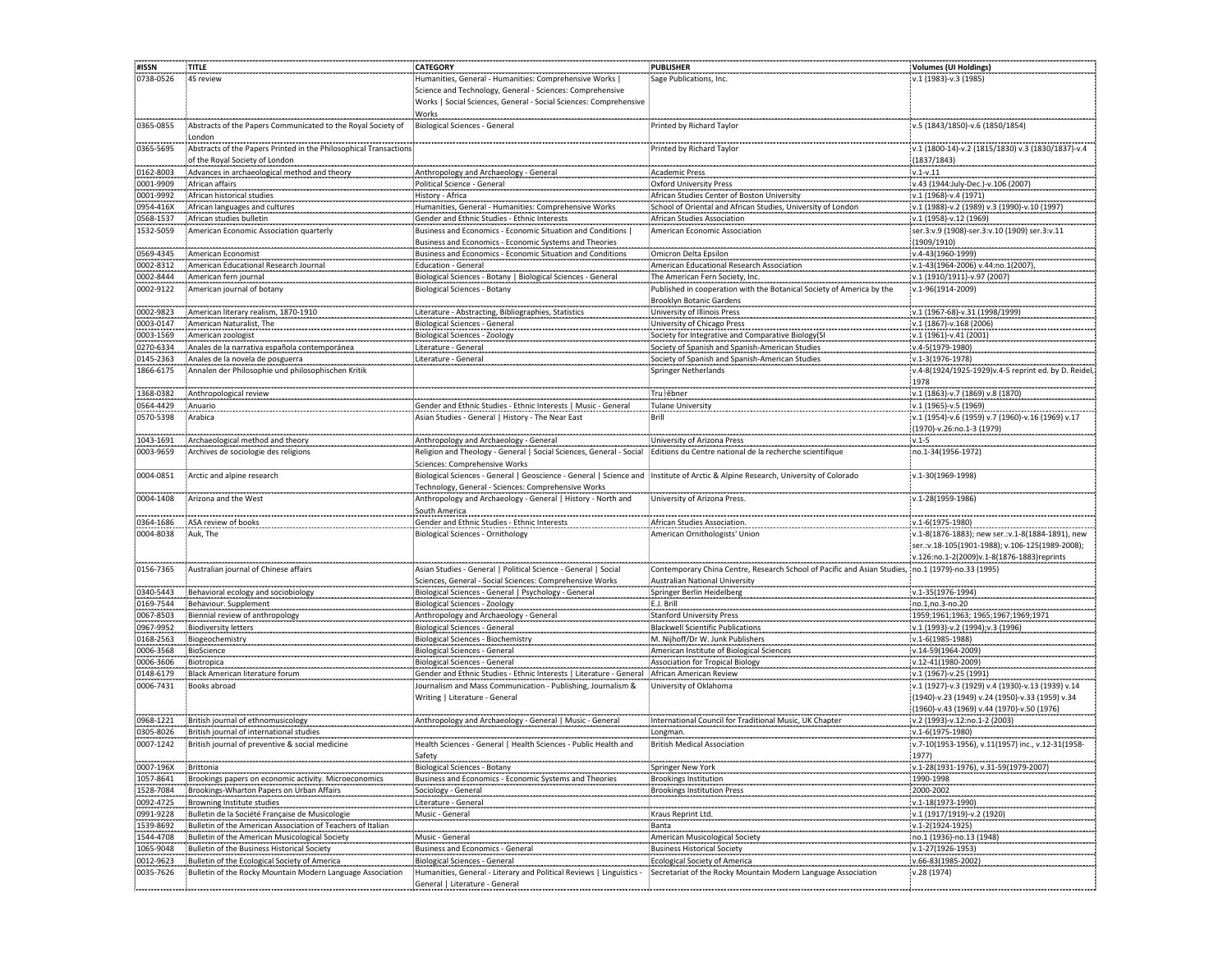| #ISSN | TITLE | CATEGORY | PUBLISHER | Volumes (UI Holdings) |
|---|---|---|---|---|
| 0738-0526 | 4S review | Humanities, General - Humanities: Comprehensive Works \| Science and Technology, General - Sciences: Comprehensive Works \| Social Sciences, General - Social Sciences: Comprehensive Works | Sage Publications, Inc. | v.1 (1983)-v.3 (1985) |
| 0365-0855 | Abstracts of the Papers Communicated to the Royal Society of London | Biological Sciences - General | Printed by Richard Taylor | v.5 (1843/1850)-v.6 (1850/1854) |
| 0365-5695 | Abstracts of the Papers Printed in the Philosophical Transactions of the Royal Society of London | | Printed by Richard Taylor | v.1 (1800-14)-v.2 (1815/1830) v.3 (1830/1837)-v.4 (1837/1843) |
| 0162-8003 | Advances in archaeological method and theory | Anthropology and Archaeology - General | Academic Press | v.1-v.11 |
| 0001-9909 | African affairs | Political Science - General | Oxford University Press | v.43 (1944:July-Dec.)-v.106 (2007) |
| 0001-9992 | African historical studies | History - Africa | African Studies Center of Boston University | v.1 (1968)-v.4 (1971) |
| 0954-416X | African languages and cultures | Humanities, General - Humanities: Comprehensive Works | School of Oriental and African Studies, University of London | v.1 (1988)-v.2 (1989) v.3 (1990)-v.10 (1997) |
| 0568-1537 | African studies bulletin | Gender and Ethnic Studies - Ethnic Interests | African Studies Association | v.1 (1958)-v.12 (1969) |
| 1532-5059 | American Economic Association quarterly | Business and Economics - Economic Situation and Conditions \| Business and Economics - Economic Systems and Theories | American Economic Association | ser.3:v.9 (1908)-ser.3:v.10 (1909) ser.3:v.11 (1909/1910) |
| 0569-4345 | American Economist | Business and Economics - Economic Situation and Conditions | Omicron Delta Epsilon | v.4-43(1960-1999) |
| 0002-8312 | American Educational Research Journal | Education - General | American Educational Research Association | v.1-43(1964-2006) v.44:no.1(2007), |
| 0002-8444 | American fern journal | Biological Sciences - Botany \| Biological Sciences - General | The American Fern Society, Inc. | v.1 (1910/1911)-v.97 (2007) |
| 0002-9122 | American journal of botany | Biological Sciences - Botany | Published in cooperation with the Botanical Society of America by the Brooklyn Botanic Gardens | v.1-96(1914-2009) |
| 0002-9823 | American literary realism, 1870-1910 | Literature - Abstracting, Bibliographies, Statistics | University of Illinois Press | v.1 (1967-68)-v.31 (1998/1999) |
| 0003-0147 | American Naturalist, The | Biological Sciences - General | University of Chicago Press | v.1 (1867)-v.168 (2006) |
| 0003-1569 | American zoologist | Biological Sciences - Zoology | Society for Integrative and Comparative Biology(SI | v.1 (1961)-v.41 (2001) |
| 0270-6334 | Anales de la narrativa española contemporánea | Literature - General | Society of Spanish and Spanish-American Studies | v.4-5(1979-1980) |
| 0145-2363 | Anales de la novela de posguerra | Literature - General | Society of Spanish and Spanish-American Studies | v.1-3(1976-1978) |
| 1866-6175 | Annalen der Philosophie und philosophischen Kritik | | Springer Netherlands | v.4-8(1924/1925-1929)v.4-5 reprint ed. by D. Reidel, 1978 |
| 1368-0382 | Anthropological review | | Tru ̈bner | v.1 (1863)-v.7 (1869) v.8 (1870) |
| 0564-4429 | Anuario | Gender and Ethnic Studies - Ethnic Interests \| Music - General | Tulane University | v.1 (1965)-v.5 (1969) |
| 0570-5398 | Arabica | Asian Studies - General \| History - The Near East | Brill | v.1 (1954)-v.6 (1959) v.7 (1960)-v.16 (1969) v.17 (1970)-v.26:no.1-3 (1979) |
| 1043-1691 | Archaeological method and theory | Anthropology and Archaeology - General | University of Arizona Press | v.1-5 |
| 0003-9659 | Archives de sociologie des religions | Religion and Theology - General \| Social Sciences, General - Social Sciences: Comprehensive Works | Editions du Centre national de la recherche scientifique | no.1-34(1956-1972) |
| 0004-0851 | Arctic and alpine research | Biological Sciences - General \| Geoscience - General \| Science and Technology, General - Sciences: Comprehensive Works | Institute of Arctic & Alpine Research, University of Colorado | v.1-30(1969-1998) |
| 0004-1408 | Arizona and the West | Anthropology and Archaeology - General \| History - North and South America | University of Arizona Press. | v.1-28(1959-1986) |
| 0364-1686 | ASA review of books | Gender and Ethnic Studies - Ethnic Interests | African Studies Association. | v.1-6(1975-1980) |
| 0004-8038 | Auk, The | Biological Sciences - Ornithology | American Ornithologists' Union | v.1-8(1876-1883); new ser.:v.1-8(1884-1891), new ser.:v.18-105(1901-1988); v.106-125(1989-2008); v.126:no.1-2(2009)v.1-8(1876-1883)reprints |
| 0156-7365 | Australian journal of Chinese affairs | Asian Studies - General \| Political Science - General \| Social Sciences, General - Social Sciences: Comprehensive Works | Contemporary China Centre, Research School of Pacific and Asian Studies, Australian National University | no.1 (1979)-no.33 (1995) |
| 0340-5443 | Behavioral ecology and sociobiology | Biological Sciences - General \| Psychology - General | Springer Berlin Heidelberg | v.1-35(1976-1994) |
| 0169-7544 | Behaviour. Supplement | Biological Sciences - Zoology | E.J. Brill | no.1,no.3-no.20 |
| 0067-8503 | Biennial review of anthropology | Anthropology and Archaeology - General | Stanford University Press | 1959;1961;1963; 1965;1967;1969;1971 |
| 0967-9952 | Biodiversity letters | Biological Sciences - General | Blackwell Scientific Publications | v.1 (1993)-v.2 (1994);v.3 (1996) |
| 0168-2563 | Biogeochemistry | Biological Sciences - Biochemistry | M. Nijhoff/Dr W. Junk Publishers | v.1-6(1985-1988) |
| 0006-3568 | BioScience | Biological Sciences - General | American Institute of Biological Sciences | v.14-59(1964-2009) |
| 0006-3606 | Biotropica | Biological Sciences - General | Association for Tropical Biology | v.12-41(1980-2009) |
| 0148-6179 | Black American literature forum | Gender and Ethnic Studies - Ethnic Interests \| Literature - General | African American Review | v.1 (1967)-v.25 (1991) |
| 0006-7431 | Books abroad | Journalism and Mass Communication - Publishing, Journalism & Writing \| Literature - General | University of Oklahoma | v.1 (1927)-v.3 (1929) v.4 (1930)-v.13 (1939) v.14 (1940)-v.23 (1949) v.24 (1950)-v.33 (1959) v.34 (1960)-v.43 (1969) v.44 (1970)-v.50 (1976) |
| 0968-1221 | British journal of ethnomusicology | Anthropology and Archaeology - General \| Music - General | International Council for Traditional Music, UK Chapter | v.2 (1993)-v.12:no.1-2 (2003) |
| 0305-8026 | British journal of international studies | | Longman. | v.1-6(1975-1980) |
| 0007-1242 | British journal of preventive & social medicine | Health Sciences - General \| Health Sciences - Public Health and Safety | British Medical Association | v.7-10(1953-1956), v.11(1957) inc., v.12-31(1958-1977) |
| 0007-196X | Brittonia | Biological Sciences - Botany | Springer New York | v.1-28(1931-1976), v.31-59(1979-2007) |
| 1057-8641 | Brookings papers on economic activity. Microeconomics | Business and Economics - Economic Systems and Theories | Brookings Institution | 1990-1998 |
| 1528-7084 | Brookings-Wharton Papers on Urban Affairs | Sociology - General | Brookings Institution Press | 2000-2002 |
| 0092-4725 | Browning Institute studies | Literature - General | | v.1-18(1973-1990) |
| 0991-9228 | Bulletin de la Société Française de Musicologie | Music - General | Kraus Reprint Ltd. | v.1 (1917/1919)-v.2 (1920) |
| 1539-8692 | Bulletin of the American Association of Teachers of Italian | | Banta | v.1-2(1924-1925) |
| 1544-4708 | Bulletin of the American Musicological Society | Music - General | American Musicological Society | no.1 (1936)-no.13 (1948) |
| 1065-9048 | Bulletin of the Business Historical Society | Business and Economics - General | Business Historical Society | v.1-27(1926-1953) |
| 0012-9623 | Bulletin of the Ecological Society of America | Biological Sciences - General | Ecological Society of America | v.66-83(1985-2002) |
| 0035-7626 | Bulletin of the Rocky Mountain Modern Language Association | Humanities, General - Literary and Political Reviews \| Linguistics - General \| Literature - General | Secretariat of the Rocky Mountain Modern Language Association | v.28 (1974) |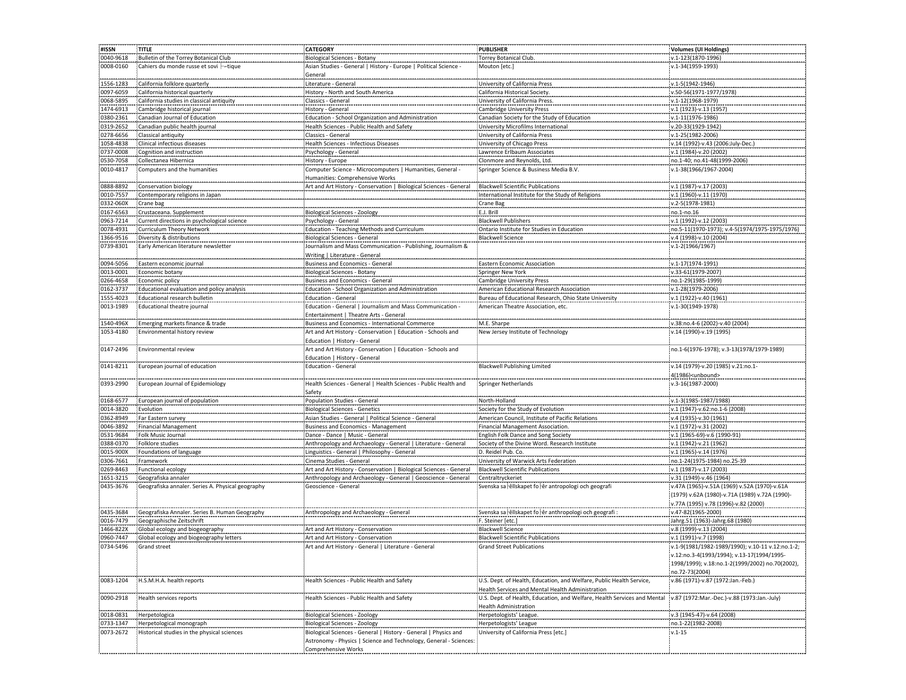| #ISSN | TITLE | CATEGORY | PUBLISHER | Volumes (UI Holdings) |
|---|---|---|---|---|
| 0040-9618 | Bulletin of the Torrey Botanical Club | Biological Sciences - Botany | Torrey Botanical Club. | v.1-123(1870-1996) |
| 0008-0160 | Cahiers du monde russe et sovi ├--tique | Asian Studies - General \| History - Europe \| Political Science - General | Mouton [etc.] | v.1-34(1959-1993) |
| 1556-1283 | California folklore quarterly | Literature - General | University of California Press | v.1-5(1942-1946) |
| 0097-6059 | California historical quarterly | History - North and South America | California Historical Society. | v.50-56(1971-1977/1978) |
| 0068-5895 | California studies in classical antiquity | Classics - General | University of California Press. | v.1-12(1968-1979) |
| 1474-6913 | Cambridge historical journal | History - General | Cambridge University Press | v.1 (1923)-v.13 (1957) |
| 0380-2361 | Canadian Journal of Education | Education - School Organization and Administration | Canadian Society for the Study of Education | v.1-11(1976-1986) |
| 0319-2652 | Canadian public health journal | Health Sciences - Public Health and Safety | University Microfilms International | v.20-33(1929-1942) |
| 0278-6656 | Classical antiquity | Classics - General | University of California Press | v.1-25(1982-2006) |
| 1058-4838 | Clinical infectious diseases | Health Sciences - Infectious Diseases | University of Chicago Press | v.14 (1992)-v.43 (2006:July-Dec.) |
| 0737-0008 | Cognition and instruction | Psychology - General | Lawrence Erlbaum Associates | v.1 (1984)-v.20 (2002) |
| 0530-7058 | Collectanea Hibernica | History - Europe | Clonmore and Reynolds, Ltd. | no.1-40; no.41-48(1999-2006) |
| 0010-4817 | Computers and the humanities | Computer Science - Microcomputers \| Humanities, General - Humanities: Comprehensive Works | Springer Science & Business Media B.V. | v.1-38(1966/1967-2004) |
| 0888-8892 | Conservation biology | Art and Art History - Conservation \| Biological Sciences - General | Blackwell Scientific Publications | v.1 (1987)-v.17 (2003) |
| 0010-7557 | Contemporary religions in Japan | | International Institute for the Study of Religions | v.1 (1960)-v.11 (1970) |
| 0332-060X | Crane bag | | Crane Bag | v.2-5(1978-1981) |
| 0167-6563 | Crustaceana. Supplement | Biological Sciences - Zoology | E.J. Brill | no.1-no.16 |
| 0963-7214 | Current directions in psychological science | Psychology - General | Blackwell Publishers | v.1 (1992)-v.12 (2003) |
| 0078-4931 | Curriculum Theory Network | Education - Teaching Methods and Curriculum | Ontario Institute for Studies in Education | no.5-11(1970-1973); v.4-5(1974/1975-1975/1976) |
| 1366-9516 | Diversity & distributions | Biological Sciences - General | Blackwell Science | v.4 (1998)-v.10 (2004) |
| 0739-8301 | Early American literature newsletter | Journalism and Mass Communication - Publishing, Journalism & Writing \| Literature - General | | v.1-2(1966/1967) |
| 0094-5056 | Eastern economic journal | Business and Economics - General | Eastern Economic Association | v.1-17(1974-1991) |
| 0013-0001 | Economic botany | Biological Sciences - Botany | Springer New York | v.33-61(1979-2007) |
| 0266-4658 | Economic policy | Business and Economics - General | Cambridge University Press | no.1-29(1985-1999) |
| 0162-3737 | Educational evaluation and policy analysis | Education - School Organization and Administration | American Educational Research Association | v.1-28(1979-2006) |
| 1555-4023 | Educational research bulletin | Education - General | Bureau of Educational Research, Ohio State University | v.1 (1922)-v.40 (1961) |
| 0013-1989 | Educational theatre journal | Education - General \| Journalism and Mass Communication - Entertainment \| Theatre Arts - General | American Theatre Association, etc. | v.1-30(1949-1978) |
| 1540-496X | Emerging markets finance & trade | Business and Economics - International Commerce | M.E. Sharpe | v.38:no.4-6 (2002)-v.40 (2004) |
| 1053-4180 | Environmental history review | Art and Art History - Conservation \| Education - Schools and Education \| History - General | New Jersey Institute of Technology | v.14 (1990)-v.19 (1995) |
| 0147-2496 | Environmental review | Art and Art History - Conservation \| Education - Schools and Education \| History - General | | no.1-6(1976-1978); v.3-13(1978/1979-1989) |
| 0141-8211 | European journal of education | Education - General | Blackwell Publishing Limited | v.14 (1979)-v.20 (1985) v.21:no.1-4(1986)<unbound> |
| 0393-2990 | European Journal of Epidemiology | Health Sciences - General \| Health Sciences - Public Health and Safety | Springer Netherlands | v.3-16(1987-2000) |
| 0168-6577 | European journal of population | Population Studies - General | North-Holland | v.1-3(1985-1987/1988) |
| 0014-3820 | Evolution | Biological Sciences - Genetics | Society for the Study of Evolution | v.1 (1947)-v.62:no.1-6 (2008) |
| 0362-8949 | Far Eastern survey | Asian Studies - General \| Political Science - General | American Council, Institute of Pacific Relations | v.4 (1935)-v.30 (1961) |
| 0046-3892 | Financial Management | Business and Economics - Management | Financial Management Association. | v.1 (1972)-v.31 (2002) |
| 0531-9684 | Folk Music Journal | Dance - Dance \| Music - General | English Folk Dance and Song Society | v.1 (1965-69)-v.6 (1990-91) |
| 0388-0370 | Folklore studies | Anthropology and Archaeology - General \| Literature - General | Society of the Divine Word. Research Institute | v.1 (1942)-v.21 (1962) |
| 0015-900X | Foundations of language | Linguistics - General \| Philosophy - General | D. Reidel Pub. Co. | v.1 (1965)-v.14 (1976) |
| 0306-7661 | Framework | Cinema Studies - General | University of Warwick Arts Federation | no.1-24(1975-1984) no.25-39 |
| 0269-8463 | Functional ecology | Art and Art History - Conservation \| Biological Sciences - General | Blackwell Scientific Publications | v.1 (1987)-v.17 (2003) |
| 1651-3215 | Geografiska annaler | Anthropology and Archaeology - General \| Geoscience - General | Centraltryckeriet | v.31 (1949)-v.46 (1964) |
| 0435-3676 | Geografiska annaler. Series A. Physical geography | Geoscience - General | Svenska sa ├êllskapet fo ├êr antropologi och geografi | v.47A (1965)-v.51A (1969) v.52A (1970)-v.61A (1979) v.62A (1980)-v.71A (1989) v.72A (1990)-v.77A (1995) v.78 (1996)-v.82 (2000) |
| 0435-3684 | Geografiska Annaler. Series B. Human Geography | Anthropology and Archaeology - General | Svenska sa ├êllskapet fo ├êr anthropologi och geografi : | v.47-82(1965-2000) |
| 0016-7479 | Geographische Zeitschrift | | F. Steiner [etc.] | Jahrg.51 (1963)-Jahrg.68 (1980) |
| 1466-822X | Global ecology and biogeography | Art and Art History - Conservation | Blackwell Science | v.8 (1999)-v.13 (2004) |
| 0960-7447 | Global ecology and biogeography letters | Art and Art History - Conservation | Blackwell Scientific Publications | v.1 (1991)-v.7 (1998) |
| 0734-5496 | Grand street | Art and Art History - General \| Literature - General | Grand Street Publications | v.1-9(1981/1982-1989/1990); v.10-11 v.12:no.1-2; v.12:no.3-4(1993/1994); v.13-17(1994/1995-1998/1999); v.18:no.1-2(1999/2002) no.70(2002), no.72-73(2004) |
| 0083-1204 | H.S.M.H.A. health reports | Health Sciences - Public Health and Safety | U.S. Dept. of Health, Education, and Welfare, Public Health Service, Health Services and Mental Health Administration | v.86 (1971)-v.87 (1972:Jan.-Feb.) |
| 0090-2918 | Health services reports | Health Sciences - Public Health and Safety | U.S. Dept. of Health, Education, and Welfare, Health Services and Mental Health Administration | v.87 (1972:Mar.-Dec.)-v.88 (1973:Jan.-July) |
| 0018-0831 | Herpetologica | Biological Sciences - Zoology | Herpetologists' League. | v.3 (1945-47)-v.64 (2008) |
| 0733-1347 | Herpetological monograph | Biological Sciences - Zoology | Herpetologists' League | no.1-22(1982-2008) |
| 0073-2672 | Historical studies in the physical sciences | Biological Sciences - General \| History - General \| Physics and Astronomy - Physics \| Science and Technology, General - Sciences: Comprehensive Works | University of California Press [etc.] | v.1-15 |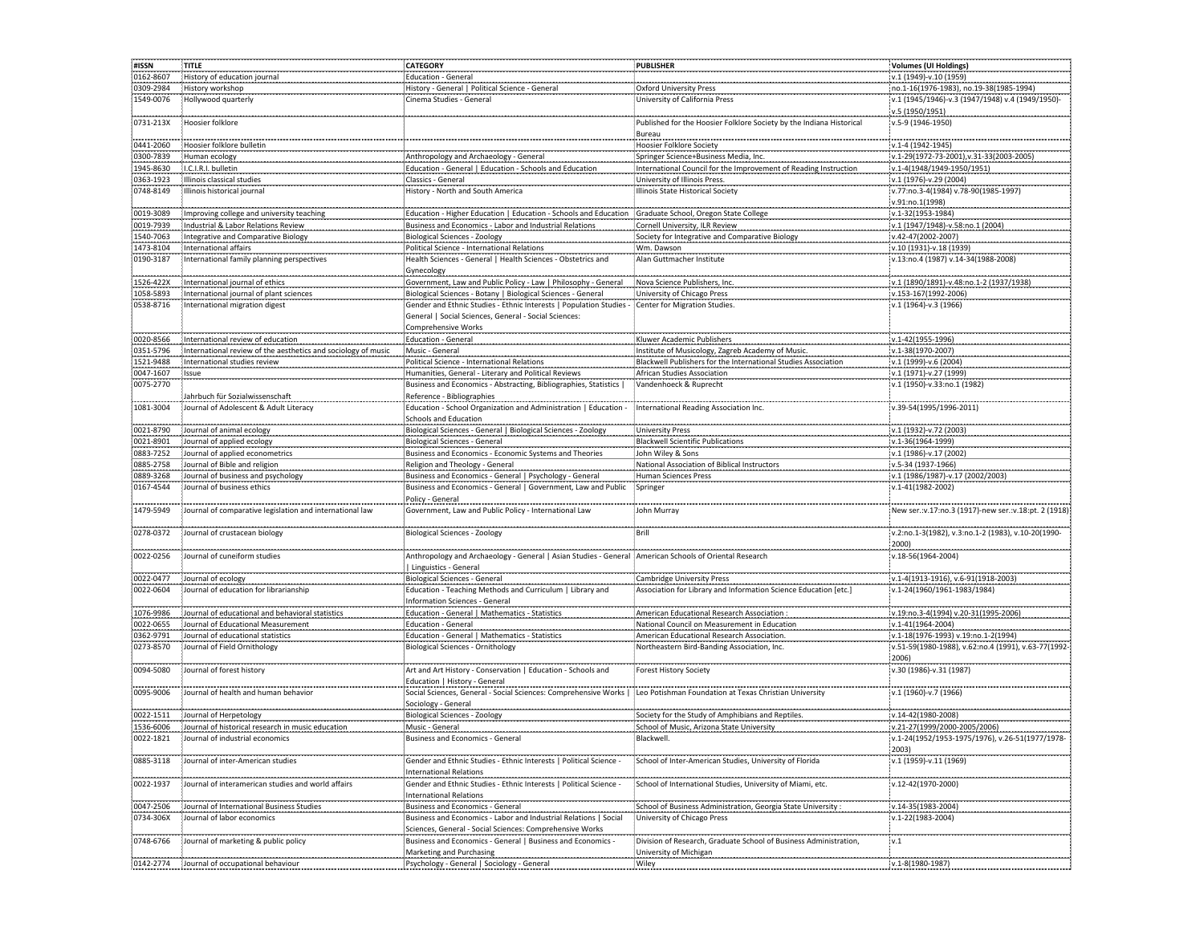| #ISSN | TITLE | CATEGORY | PUBLISHER | Volumes (UI Holdings) |
|---|---|---|---|---|
| 0162-8607 | History of education journal | Education - General | | v.1 (1949)-v.10 (1959) |
| 0309-2984 | History workshop | History - General \| Political Science - General | Oxford University Press | no.1-16(1976-1983), no.19-38(1985-1994) |
| 1549-0076 | Hollywood quarterly | Cinema Studies - General | University of California Press | v.1 (1945/1946)-v.3 (1947/1948) v.4 (1949/1950)-v.5 (1950/1951) |
| 0731-213X | Hoosier folklore | | Published for the Hoosier Folklore Society by the Indiana Historical Bureau | v.5-9 (1946-1950) |
| 0441-2060 | Hoosier folklore bulletin | | Hoosier Folklore Society | v.1-4 (1942-1945) |
| 0300-7839 | Human ecology | Anthropology and Archaeology - General | Springer Science+Business Media, Inc. | v.1-29(1972-73-2001),v.31-33(2003-2005) |
| 1945-8630 | I.C.I.R.I. bulletin | Education - General \| Education - Schools and Education | International Council for the Improvement of Reading Instruction | v.1-4(1948/1949-1950/1951) |
| 0363-1923 | Illinois classical studies | Classics - General | University of Illinois Press. | v.1 (1976)-v.29 (2004) |
| 0748-8149 | Illinois historical journal | History - North and South America | Illinois State Historical Society | v.77:no.3-4(1984) v.78-90(1985-1997) v.91:no.1(1998) |
| 0019-3089 | Improving college and university teaching | Education - Higher Education \| Education - Schools and Education | Graduate School, Oregon State College | v.1-32(1953-1984) |
| 0019-7939 | Industrial & Labor Relations Review | Business and Economics - Labor and Industrial Relations | Cornell University, ILR Review | v.1 (1947/1948)-v.58:no.1 (2004) |
| 1540-7063 | Integrative and Comparative Biology | Biological Sciences - Zoology | Society for Integrative and Comparative Biology | v.42-47(2002-2007) |
| 1473-8104 | International affairs | Political Science - International Relations | Wm. Dawson | v.10 (1931)-v.18 (1939) |
| 0190-3187 | International family planning perspectives | Health Sciences - General \| Health Sciences - Obstetrics and Gynecology | Alan Guttmacher Institute | v.13:no.4 (1987) v.14-34(1988-2008) |
| 1526-422X | International journal of ethics | Government, Law and Public Policy - Law \| Philosophy - General | Nova Science Publishers, Inc. | v.1 (1890/1891)-v.48:no.1-2 (1937/1938) |
| 1058-5893 | International journal of plant sciences | Biological Sciences - Botany \| Biological Sciences - General | University of Chicago Press | v.153-167(1992-2006) |
| 0538-8716 | International migration digest | Gender and Ethnic Studies - Ethnic Interests \| Population Studies - General \| Social Sciences, General - Social Sciences: Comprehensive Works | Center for Migration Studies. | v.1 (1964)-v.3 (1966) |
| 0020-8566 | International review of education | Education - General | Kluwer Academic Publishers | v.1-42(1955-1996) |
| 0351-5796 | International review of the aesthetics and sociology of music | Music - General | Institute of Musicology, Zagreb Academy of Music. | v.1-38(1970-2007) |
| 1521-9488 | International studies review | Political Science - International Relations | Blackwell Publishers for the International Studies Association | v.1 (1999)-v.6 (2004) |
| 0047-1607 | Issue | Humanities, General - Literary and Political Reviews | African Studies Association | v.1 (1971)-v.27 (1999) |
| 0075-2770 | Jahrbuch für Sozialwissenschaft | Business and Economics - Abstracting, Bibliographies, Statistics \| Reference - Bibliographies | Vandenhoeck & Ruprecht | v.1 (1950)-v.33:no.1 (1982) |
| 1081-3004 | Journal of Adolescent & Adult Literacy | Education - School Organization and Administration \| Education - Schools and Education | International Reading Association Inc. | v.39-54(1995/1996-2011) |
| 0021-8790 | Journal of animal ecology | Biological Sciences - General \| Biological Sciences - Zoology | University Press | v.1 (1932)-v.72 (2003) |
| 0021-8901 | Journal of applied ecology | Biological Sciences - General | Blackwell Scientific Publications | v.1-36(1964-1999) |
| 0883-7252 | Journal of applied econometrics | Business and Economics - Economic Systems and Theories | John Wiley & Sons | v.1 (1986)-v.17 (2002) |
| 0885-2758 | Journal of Bible and religion | Religion and Theology - General | National Association of Biblical Instructors | v.5-34 (1937-1966) |
| 0889-3268 | Journal of business and psychology | Business and Economics - General \| Psychology - General | Human Sciences Press | v.1 (1986/1987)-v.17 (2002/2003) |
| 0167-4544 | Journal of business ethics | Business and Economics - General \| Government, Law and Public Policy - General | Springer | v.1-41(1982-2002) |
| 1479-5949 | Journal of comparative legislation and international law | Government, Law and Public Policy - International Law | John Murray | New ser.:v.17:no.3 (1917)-new ser.:v.18:pt. 2 (1918) |
| 0278-0372 | Journal of crustacean biology | Biological Sciences - Zoology | Brill | v.2:no.1-3(1982), v.3:no.1-2 (1983), v.10-20(1990-2000) |
| 0022-0256 | Journal of cuneiform studies | Anthropology and Archaeology - General \| Asian Studies - General \| Linguistics - General | American Schools of Oriental Research | v.18-56(1964-2004) |
| 0022-0477 | Journal of ecology | Biological Sciences - General | Cambridge University Press | v.1-4(1913-1916), v.6-91(1918-2003) |
| 0022-0604 | Journal of education for librarianship | Education - Teaching Methods and Curriculum \| Library and Information Sciences - General | Association for Library and Information Science Education [etc.] | v.1-24(1960/1961-1983/1984) |
| 1076-9986 | Journal of educational and behavioral statistics | Education - General \| Mathematics - Statistics | American Educational Research Association : | v.19:no.3-4(1994) v.20-31(1995-2006) |
| 0022-0655 | Journal of Educational Measurement | Education - General | National Council on Measurement in Education | v.1-41(1964-2004) |
| 0362-9791 | Journal of educational statistics | Education - General \| Mathematics - Statistics | American Educational Research Association. | v.1-18(1976-1993) v.19:no.1-2(1994) |
| 0273-8570 | Journal of Field Ornithology | Biological Sciences - Ornithology | Northeastern Bird-Banding Association, Inc. | v.51-59(1980-1988), v.62:no.4 (1991), v.63-77(1992-2006) |
| 0094-5080 | Journal of forest history | Art and Art History - Conservation \| Education - Schools and Education \| History - General | Forest History Society | v.30 (1986)-v.31 (1987) |
| 0095-9006 | Journal of health and human behavior | Social Sciences, General - Social Sciences: Comprehensive Works \| Sociology - General | Leo Potishman Foundation at Texas Christian University | v.1 (1960)-v.7 (1966) |
| 0022-1511 | Journal of Herpetology | Biological Sciences - Zoology | Society for the Study of Amphibians and Reptiles. | v.14-42(1980-2008) |
| 1536-6006 | Journal of historical research in music education | Music - General | School of Music, Arizona State University | v.21-27(1999/2000-2005/2006) |
| 0022-1821 | Journal of industrial economics | Business and Economics - General | Blackwell. | v.1-24(1952/1953-1975/1976), v.26-51(1977/1978-2003) |
| 0885-3118 | Journal of inter-American studies | Gender and Ethnic Studies - Ethnic Interests \| Political Science - International Relations | School of Inter-American Studies, University of Florida | v.1 (1959)-v.11 (1969) |
| 0022-1937 | Journal of interamerican studies and world affairs | Gender and Ethnic Studies - Ethnic Interests \| Political Science - International Relations | School of International Studies, University of Miami, etc. | v.12-42(1970-2000) |
| 0047-2506 | Journal of International Business Studies | Business and Economics - General | School of Business Administration, Georgia State University : | v.14-35(1983-2004) |
| 0734-306X | Journal of labor economics | Business and Economics - Labor and Industrial Relations \| Social Sciences, General - Social Sciences: Comprehensive Works | University of Chicago Press | v.1-22(1983-2004) |
| 0748-6766 | Journal of marketing & public policy | Business and Economics - General \| Business and Economics - Marketing and Purchasing | Division of Research, Graduate School of Business Administration, University of Michigan | v.1 |
| 0142-2774 | Journal of occupational behaviour | Psychology - General \| Sociology - General | Wiley | v.1-8(1980-1987) |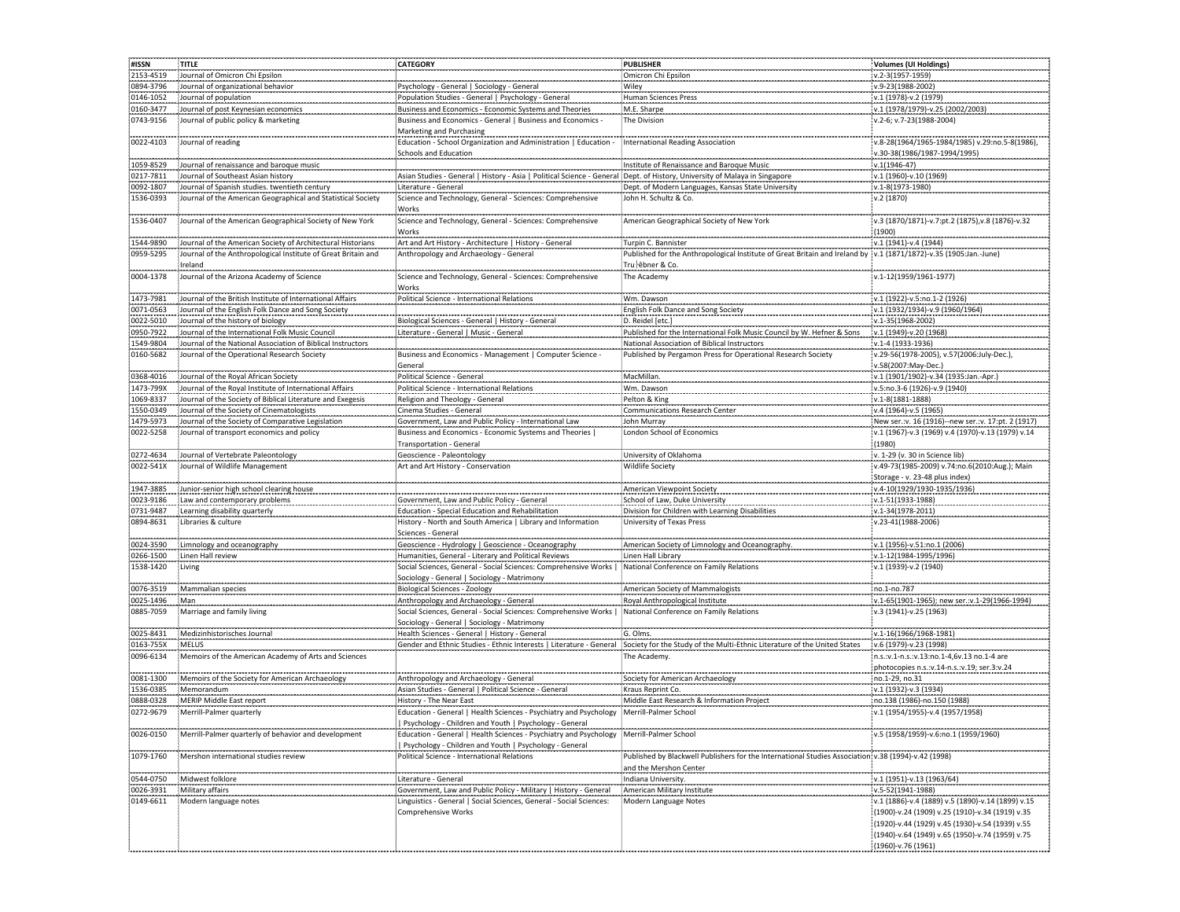| #ISSN | TITLE | CATEGORY | PUBLISHER | Volumes (UI Holdings) |
|---|---|---|---|---|
| 2153-4519 | Journal of Omicron Chi Epsilon | | Omicron Chi Epsilon | v.2-3(1957-1959) |
| 0894-3796 | Journal of organizational behavior | Psychology - General \| Sociology - General | Wiley | v.9-23(1988-2002) |
| 0146-1052 | Journal of population | Population Studies - General \| Psychology - General | Human Sciences Press | v.1 (1978)-v.2 (1979) |
| 0160-3477 | Journal of post Keynesian economics | Business and Economics - Economic Systems and Theories | M.E. Sharpe | v.1 (1978/1979)-v.25 (2002/2003) |
| 0743-9156 | Journal of public policy & marketing | Business and Economics - General \| Business and Economics - Marketing and Purchasing | The Division | v.2-6; v.7-23(1988-2004) |
| 0022-4103 | Journal of reading | Education - School Organization and Administration \| Education - Schools and Education | International Reading Association | v.8-28(1964/1965-1984/1985) v.29:no.5-8(1986), v.30-38(1986/1987-1994/1995) |
| 1059-8529 | Journal of renaissance and baroque music | | Institute of Renaissance and Baroque Music | v.1(1946-47) |
| 0217-7811 | Journal of Southeast Asian history | Asian Studies - General \| History - Asia \| Political Science - General | Dept. of History, University of Malaya in Singapore | v.1 (1960)-v.10 (1969) |
| 0092-1807 | Journal of Spanish studies. twentieth century | Literature - General | Dept. of Modern Languages, Kansas State University | v.1-8(1973-1980) |
| 1536-0393 | Journal of the American Geographical and Statistical Society | Science and Technology, General - Sciences: Comprehensive Works | John H. Schultz & Co. | v.2 (1870) |
| 1536-0407 | Journal of the American Geographical Society of New York | Science and Technology, General - Sciences: Comprehensive Works | American Geographical Society of New York | v.3 (1870/1871)-v.7:pt.2 (1875),v.8 (1876)-v.32 (1900) |
| 1544-9890 | Journal of the American Society of Architectural Historians | Art and Art History - Architecture \| History - General | Turpin C. Bannister | v.1 (1941)-v.4 (1944) |
| 0959-5295 | Journal of the Anthropological Institute of Great Britain and Ireland | Anthropology and Archaeology - General | Published for the Anthropological Institute of Great Britain and Ireland by Tru ̈ebner & Co. | v.1 (1871/1872)-v.35 (1905:Jan.-June) |
| 0004-1378 | Journal of the Arizona Academy of Science | Science and Technology, General - Sciences: Comprehensive Works | The Academy | v.1-12(1959/1961-1977) |
| 1473-7981 | Journal of the British Institute of International Affairs | Political Science - International Relations | Wm. Dawson | v.1 (1922)-v.5:no.1-2 (1926) |
| 0071-0563 | Journal of the English Folk Dance and Song Society | | English Folk Dance and Song Society | v.1 (1932/1934)-v.9 (1960/1964) |
| 0022-5010 | Journal of the history of biology | Biological Sciences - General \| History - General | D. Reidel [etc.] | v.1-35(1968-2002) |
| 0950-7922 | Journal of the International Folk Music Council | Literature - General \| Music - General | Published for the International Folk Music Council by W. Hefner & Sons | v.1 (1949)-v.20 (1968) |
| 1549-9804 | Journal of the National Association of Biblical Instructors | | National Association of Biblical Instructors | v.1-4 (1933-1936) |
| 0160-5682 | Journal of the Operational Research Society | Business and Economics - Management \| Computer Science - General | Published by Pergamon Press for Operational Research Society | v.29-56(1978-2005), v.57(2006:July-Dec.), v.58(2007:May-Dec.) |
| 0368-4016 | Journal of the Royal African Society | Political Science - General | MacMillan. | v.1 (1901/1902)-v.34 (1935:Jan.-Apr.) |
| 1473-799X | Journal of the Royal Institute of International Affairs | Political Science - International Relations | Wm. Dawson | v.5:no.3-6 (1926)-v.9 (1940) |
| 1069-8337 | Journal of the Society of Biblical Literature and Exegesis | Religion and Theology - General | Pelton & King | v.1-8(1881-1888) |
| 1550-0349 | Journal of the Society of Cinematologists | Cinema Studies - General | Communications Research Center | v.4 (1964)-v.5 (1965) |
| 1479-5973 | Journal of the Society of Comparative Legislation | Government, Law and Public Policy - International Law | John Murray | New ser.:v. 16 (1916)--new ser.:v. 17:pt. 2 (1917) |
| 0022-5258 | Journal of transport economics and policy | Business and Economics - Economic Systems and Theories \| Transportation - General | London School of Economics | v.1 (1967)-v.3 (1969) v.4 (1970)-v.13 (1979) v.14 (1980) |
| 0272-4634 | Journal of Vertebrate Paleontology | Geoscience - Paleontology | University of Oklahoma | v. 1-29 (v. 30 in Science lib) |
| 0022-541X | Journal of Wildlife Management | Art and Art History - Conservation | Wildlife Society | v.49-73(1985-2009) v.74:no.6(2010:Aug.); Main Storage - v. 23-48 plus index) |
| 1947-3885 | Junior-senior high school clearing house | | American Viewpoint Society | v.4-10(1929/1930-1935/1936) |
| 0023-9186 | Law and contemporary problems | Government, Law and Public Policy - General | School of Law, Duke University | v.1-51(1933-1988) |
| 0731-9487 | Learning disability quarterly | Education - Special Education and Rehabilitation | Division for Children with Learning Disabilities | v.1-34(1978-2011) |
| 0894-8631 | Libraries & culture | History - North and South America \| Library and Information Sciences - General | University of Texas Press | v.23-41(1988-2006) |
| 0024-3590 | Limnology and oceanography | Geoscience - Hydrology \| Geoscience - Oceanography | American Society of Limnology and Oceanography. | v.1 (1956)-v.51:no.1 (2006) |
| 0266-1500 | Linen Hall review | Humanities, General - Literary and Political Reviews | Linen Hall Library | v.1-12(1984-1995/1996) |
| 1538-1420 | Living | Social Sciences, General - Social Sciences: Comprehensive Works \| Sociology - General \| Sociology - Matrimony | National Conference on Family Relations | v.1 (1939)-v.2 (1940) |
| 0076-3519 | Mammalian species | Biological Sciences - Zoology | American Society of Mammalogists | no.1-no.787 |
| 0025-1496 | Man | Anthropology and Archaeology - General | Royal Anthropological Institute | v.1-65(1901-1965); new ser.:v.1-29(1966-1994) |
| 0885-7059 | Marriage and family living | Social Sciences, General - Social Sciences: Comprehensive Works \| Sociology - General \| Sociology - Matrimony | National Conference on Family Relations | v.3 (1941)-v.25 (1963) |
| 0025-8431 | Medizinhistorisches Journal | Health Sciences - General \| History - General | G. Olms. | v.1-16(1966/1968-1981) |
| 0163-755X | MELUS | Gender and Ethnic Studies - Ethnic Interests \| Literature - General | Society for the Study of the Multi-Ethnic Literature of the United States | v.6 (1979)-v.23 (1998) |
| 0096-6134 | Memoirs of the American Academy of Arts and Sciences | | The Academy. | n.s.:v.1-n.s.:v.13:no.1-4,6v.13 no.1-4 are photocopies n.s.:v.14-n.s.:v.19; ser.3:v.24 |
| 0081-1300 | Memoirs of the Society for American Archaeology | Anthropology and Archaeology - General | Society for American Archaeology | no.1-29, no.31 |
| 1536-0385 | Memorandum | Asian Studies - General \| Political Science - General | Kraus Reprint Co. | v.1 (1932)-v.3 (1934) |
| 0888-0328 | MERIP Middle East report | History - The Near East | Middle East Research & Information Project | no.138 (1986)-no.150 (1988) |
| 0272-9679 | Merrill-Palmer quarterly | Education - General \| Health Sciences - Psychiatry and Psychology \| Psychology - Children and Youth \| Psychology - General | Merrill-Palmer School | v.1 (1954/1955)-v.4 (1957/1958) |
| 0026-0150 | Merrill-Palmer quarterly of behavior and development | Education - General \| Health Sciences - Psychiatry and Psychology \| Psychology - Children and Youth \| Psychology - General | Merrill-Palmer School | v.5 (1958/1959)-v.6:no.1 (1959/1960) |
| 1079-1760 | Mershon international studies review | Political Science - International Relations | Published by Blackwell Publishers for the International Studies Association and the Mershon Center | v.38 (1994)-v.42 (1998) |
| 0544-0750 | Midwest folklore | Literature - General | Indiana University. | v.1 (1951)-v.13 (1963/64) |
| 0026-3931 | Military affairs | Government, Law and Public Policy - Military \| History - General | American Military Institute | v.5-52(1941-1988) |
| 0149-6611 | Modern language notes | Linguistics - General \| Social Sciences, General - Social Sciences: Comprehensive Works | Modern Language Notes | v.1 (1886)-v.4 (1889) v.5 (1890)-v.14 (1899) v.15 (1900)-v.24 (1909) v.25 (1910)-v.34 (1919) v.35 (1920)-v.44 (1929) v.45 (1930)-v.54 (1939) v.55 (1940)-v.64 (1949) v.65 (1950)-v.74 (1959) v.75 (1960)-v.76 (1961) |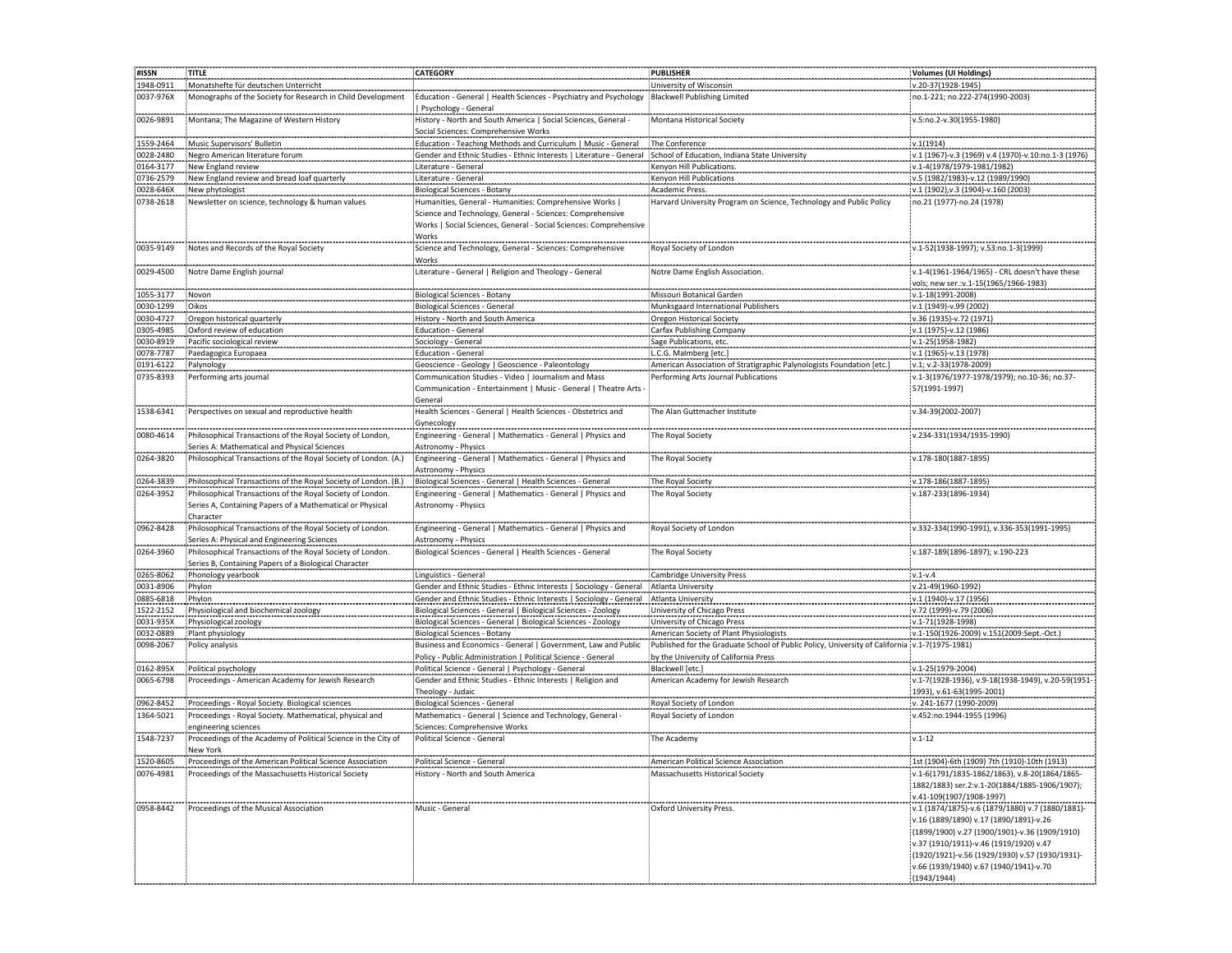| #ISSN | TITLE | CATEGORY | PUBLISHER | Volumes (UI Holdings) |
|---|---|---|---|---|
| 1948-0911 | Monatshefte für deutschen Unterricht | | University of Wisconsin | v.20-37(1928-1945) |
| 0037-976X | Monographs of the Society for Research in Child Development | Education - General \| Health Sciences - Psychiatry and Psychology \| Psychology - General | Blackwell Publishing Limited | no.1-221; no.222-274(1990-2003) |
| 0026-9891 | Montana; The Magazine of Western History | History - North and South America \| Social Sciences, General - Social Sciences: Comprehensive Works | Montana Historical Society | v.5:no.2-v.30(1955-1980) |
| 1559-2464 | Music Supervisors' Bulletin | Education - Teaching Methods and Curriculum \| Music - General | The Conference | v.1(1914) |
| 0028-2480 | Negro American literature forum | Gender and Ethnic Studies - Ethnic Interests \| Literature - General | School of Education, Indiana State University | v.1 (1967)-v.3 (1969) v.4 (1970)-v.10:no.1-3 (1976) |
| 0164-3177 | New England review | Literature - General | Kenyon Hill Publications. | v.1-4(1978/1979-1981/1982) |
| 0736-2579 | New England review and bread loaf quarterly | Literature - General | Kenyon Hill Publications | v.5 (1982/1983)-v.12 (1989/1990) |
| 0028-646X | New phytologist | Biological Sciences - Botany | Academic Press. | v.1 (1902),v.3 (1904)-v.160 (2003) |
| 0738-2618 | Newsletter on science, technology & human values | Humanities, General - Humanities: Comprehensive Works \| Science and Technology, General - Sciences: Comprehensive Works \| Social Sciences, General - Social Sciences: Comprehensive Works | Harvard University Program on Science, Technology and Public Policy | no.21 (1977)-no.24 (1978) |
| 0035-9149 | Notes and Records of the Royal Society | Science and Technology, General - Sciences: Comprehensive Works | Royal Society of London | v.1-52(1938-1997); v.53:no.1-3(1999) |
| 0029-4500 | Notre Dame English journal | Literature - General \| Religion and Theology - General | Notre Dame English Association. | v.1-4(1961-1964/1965) - CRL doesn't have these vols; new ser.:v.1-15(1965/1966-1983) |
| 1055-3177 | Novon | Biological Sciences - Botany | Missouri Botanical Garden | v.1-18(1991-2008) |
| 0030-1299 | Oikos | Biological Sciences - General | Munksgaard International Publishers | v.1 (1949)-v.99 (2002) |
| 0030-4727 | Oregon historical quarterly | History - North and South America | Oregon Historical Society | v.36 (1935)-v.72 (1971) |
| 0305-4985 | Oxford review of education | Education - General | Carfax Publishing Company | v.1 (1975)-v.12 (1986) |
| 0030-8919 | Pacific sociological review | Sociology - General | Sage Publications, etc. | v.1-25(1958-1982) |
| 0078-7787 | Paedagogica Europaea | Education - General | L.C.G. Malmberg [etc.] | v.1 (1965)-v.13 (1978) |
| 0191-6122 | Palynology | Geoscience - Geology \| Geoscience - Paleontology | American Association of Stratigraphic Palynologists Foundation [etc.] | v.1; v.2-33(1978-2009) |
| 0735-8393 | Performing arts journal | Communication Studies - Video \| Journalism and Mass Communication - Entertainment \| Music - General \| Theatre Arts - General | Performing Arts Journal Publications | v.1-3(1976/1977-1978/1979); no.10-36; no.37-57(1991-1997) |
| 1538-6341 | Perspectives on sexual and reproductive health | Health Sciences - General \| Health Sciences - Obstetrics and Gynecology | The Alan Guttmacher Institute | v.34-39(2002-2007) |
| 0080-4614 | Philosophical Transactions of the Royal Society of London, Series A: Mathematical and Physical Sciences | Engineering - General \| Mathematics - General \| Physics and Astronomy - Physics | The Royal Society | v.234-331(1934/1935-1990) |
| 0264-3820 | Philosophical Transactions of the Royal Society of London. (A.) | Engineering - General \| Mathematics - General \| Physics and Astronomy - Physics | The Royal Society | v.178-180(1887-1895) |
| 0264-3839 | Philosophical Transactions of the Royal Society of London. (B.) | Biological Sciences - General \| Health Sciences - General | The Royal Society | v.178-186(1887-1895) |
| 0264-3952 | Philosophical Transactions of the Royal Society of London. Series A, Containing Papers of a Mathematical or Physical Character | Engineering - General \| Mathematics - General \| Physics and Astronomy - Physics | The Royal Society | v.187-233(1896-1934) |
| 0962-8428 | Philosophical Transactions of the Royal Society of London. Series A: Physical and Engineering Sciences | Engineering - General \| Mathematics - General \| Physics and Astronomy - Physics | Royal Society of London | v.332-334(1990-1991), v.336-353(1991-1995) |
| 0264-3960 | Philosophical Transactions of the Royal Society of London. Series B, Containing Papers of a Biological Character | Biological Sciences - General \| Health Sciences - General | The Royal Society | v.187-189(1896-1897); v.190-223 |
| 0265-8062 | Phonology yearbook | Linguistics - General | Cambridge University Press | v.1-v.4 |
| 0031-8906 | Phylon | Gender and Ethnic Studies - Ethnic Interests \| Sociology - General | Atlanta University | v.21-49(1960-1992) |
| 0885-6818 | Phylon | Gender and Ethnic Studies - Ethnic Interests \| Sociology - General | Atlanta University | v.1 (1940)-v.17 (1956) |
| 1522-2152 | Physiological and biochemical zoology | Biological Sciences - General \| Biological Sciences - Zoology | University of Chicago Press | v.72 (1999)-v.79 (2006) |
| 0031-935X | Physiological zoology | Biological Sciences - General \| Biological Sciences - Zoology | University of Chicago Press | v.1-71(1928-1998) |
| 0032-0889 | Plant physiology | Biological Sciences - Botany | American Society of Plant Physiologists | v.1-150(1926-2009) v.151(2009:Sept.-Oct.) |
| 0098-2067 | Policy analysis | Business and Economics - General \| Government, Law and Public Policy - Public Administration \| Political Science - General | Published for the Graduate School of Public Policy, University of California by the University of California Press | v.1-7(1975-1981) |
| 0162-895X | Political psychology | Political Science - General \| Psychology - General | Blackwell [etc.] | v.1-25(1979-2004) |
| 0065-6798 | Proceedings - American Academy for Jewish Research | Gender and Ethnic Studies - Ethnic Interests \| Religion and Theology - Judaic | American Academy for Jewish Research | v.1-7(1928-1936), v.9-18(1938-1949), v.20-59(1951-1993), v.61-63(1995-2001) |
| 0962-8452 | Proceedings - Royal Society. Biological sciences | Biological Sciences - General | Royal Society of London | v. 241-1677 (1990-2009) |
| 1364-5021 | Proceedings - Royal Society. Mathematical, physical and engineering sciences | Mathematics - General \| Science and Technology, General - Sciences: Comprehensive Works | Royal Society of London | v.452:no.1944-1955 (1996) |
| 1548-7237 | Proceedings of the Academy of Political Science in the City of New York | Political Science - General | The Academy | v.1-12 |
| 1520-8605 | Proceedings of the American Political Science Association | Political Science - General | American Political Science Association | 1st (1904)-6th (1909) 7th (1910)-10th (1913) |
| 0076-4981 | Proceedings of the Massachusetts Historical Society | History - North and South America | Massachusetts Historical Society | v.1-6(1791/1835-1862/1863), v.8-20(1864/1865-1882/1883) ser.2:v.1-20(1884/1885-1906/1907); v.41-109(1907/1908-1997) |
| 0958-8442 | Proceedings of the Musical Association | Music - General | Oxford University Press. | v.1 (1874/1875)-v.6 (1879/1880) v.7 (1880/1881)-v.16 (1889/1890) v.17 (1890/1891)-v.26 (1899/1900) v.27 (1900/1901)-v.36 (1909/1910) v.37 (1910/1911)-v.46 (1919/1920) v.47 (1920/1921)-v.56 (1929/1930) v.57 (1930/1931)-v.66 (1939/1940) v.67 (1940/1941)-v.70 (1943/1944) |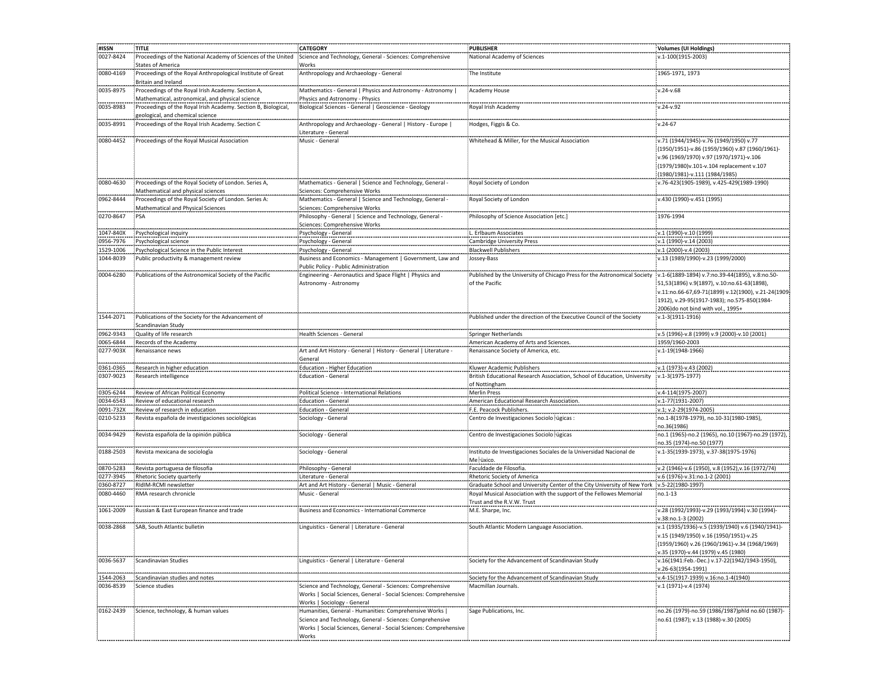| #ISSN | TITLE | CATEGORY | PUBLISHER | Volumes (UI Holdings) |
|---|---|---|---|---|
| 0027-8424 | Proceedings of the National Academy of Sciences of the United States of America | Science and Technology, General - Sciences: Comprehensive Works | National Academy of Sciences | v.1-100(1915-2003) |
| 0080-4169 | Proceedings of the Royal Anthropological Institute of Great Britain and Ireland | Anthropology and Archaeology - General | The Institute | 1965-1971, 1973 |
| 0035-8975 | Proceedings of the Royal Irish Academy. Section A, Mathematical, astronomical, and physical science | Mathematics - General \| Physics and Astronomy - Astronomy \| Physics and Astronomy - Physics | Academy House | v.24-v.68 |
| 0035-8983 | Proceedings of the Royal Irish Academy. Section B, Biological, geological, and chemical science | Biological Sciences - General \| Geoscience - Geology | Royal Irish Academy | v.24-v.92 |
| 0035-8991 | Proceedings of the Royal Irish Academy. Section C | Anthropology and Archaeology - General \| History - Europe \| Literature - General | Hodges, Figgis & Co. | v.24-67 |
| 0080-4452 | Proceedings of the Royal Musical Association | Music - General | Whitehead & Miller, for the Musical Association | v.71 (1944/1945)-v.76 (1949/1950) v.77 (1950/1951)-v.86 (1959/1960) v.87 (1960/1961)-v.96 (1969/1970) v.97 (1970/1971)-v.106 (1979/1980)v.101-v.104 replacement v.107 (1980/1981)-v.111 (1984/1985) |
| 0080-4630 | Proceedings of the Royal Society of London. Series A, Mathematical and physical sciences | Mathematics - General \| Science and Technology, General - Sciences: Comprehensive Works | Royal Society of London | v.76-423(1905-1989), v.425-429(1989-1990) |
| 0962-8444 | Proceedings of the Royal Society of London. Series A: Mathematical and Physical Sciences | Mathematics - General \| Science and Technology, General - Sciences: Comprehensive Works | Royal Society of London | v.430 (1990)-v.451 (1995) |
| 0270-8647 | PSA | Philosophy - General \| Science and Technology, General - Sciences: Comprehensive Works | Philosophy of Science Association [etc.] | 1976-1994 |
| 1047-840X | Psychological inquiry | Psychology - General | L. Erlbaum Associates | v.1 (1990)-v.10 (1999) |
| 0956-7976 | Psychological science | Psychology - General | Cambridge University Press | v.1 (1990)-v.14 (2003) |
| 1529-1006 | Psychological Science in the Public Interest | Psychology - General | Blackwell Publishers | v.1 (2000)-v.4 (2003) |
| 1044-8039 | Public productivity & management review | Business and Economics - Management \| Government, Law and Public Policy - Public Administration | Jossey-Bass | v.13 (1989/1990)-v.23 (1999/2000) |
| 0004-6280 | Publications of the Astronomical Society of the Pacific | Engineering - Aeronautics and Space Flight \| Physics and Astronomy - Astronomy | Published by the University of Chicago Press for the Astronomical Society of the Pacific | v.1-6(1889-1894) v.7:no.39-44(1895), v.8:no.50-51,53(1896) v.9(1897), v.10:no.61-63(1898), v.11:no.66-67,69-71(1899) v.12(1900), v.21-24(1909-1912), v.29-95(1917-1983); no.575-850(1984-2006)do not bind with vol., 1995+ |
| 1544-2071 | Publications of the Society for the Advancement of Scandinavian Study | | Published under the direction of the Executive Council of the Society | v.1-3(1911-1916) |
| 0962-9343 | Quality of life research | Health Sciences - General | Springer Netherlands | v.5 (1996)-v.8 (1999) v.9 (2000)-v.10 (2001) |
| 0065-6844 | Records of the Academy | | American Academy of Arts and Sciences. | 1959/1960-2003 |
| 0277-903X | Renaissance news | Art and Art History - General \| History - General \| Literature - General | Renaissance Society of America, etc. | v.1-19(1948-1966) |
| 0361-0365 | Research in higher education | Education - Higher Education | Kluwer Academic Publishers | v.1 (1973)-v.43 (2002) |
| 0307-9023 | Research intelligence | Education - General | British Educational Research Association, School of Education, University of Nottingham | v.1-3(1975-1977) |
| 0305-6244 | Review of African Political Economy | Political Science - International Relations | Merlin Press | v.4-114(1975-2007) |
| 0034-6543 | Review of educational research | Education - General | American Educational Research Association. | v.1-77(1931-2007) |
| 0091-732X | Review of research in education | Education - General | F.E. Peacock Publishers. | v.1; v.2-29(1974-2005) |
| 0210-5233 | Revista española de investigaciones sociológicas | Sociology - General | Centro de Investigaciones Sociolo ügicas : | no.1-8(1978-1979), no.10-31(1980-1985), no.36(1986) |
| 0034-9429 | Revista española de la opinión pública | Sociology - General | Centro de Investigaciones Sociolo ügicas | no.1 (1965)-no.2 (1965), no.10 (1967)-no.29 (1972), no.35 (1974)-no.50 (1977) |
| 0188-2503 | Revista mexicana de sociología | Sociology - General | Instituto de Investigaciones Sociales de la Universidad Nacional de Me üxico. | v.1-35(1939-1973), v.37-38(1975-1976) |
| 0870-5283 | Revista portuguesa de filosofia | Philosophy - General | Faculdade de Filosofia. | v.2 (1946)-v.6 (1950), v.8 (1952),v.16 (1972/74) |
| 0277-3945 | Rhetoric Society quarterly | Literature - General | Rhetoric Society of America | v.6 (1976)-v.31:no.1-2 (2001) |
| 0360-8727 | RIdIM-RCMI newsletter | Art and Art History - General \| Music - General | Graduate School and University Center of the City University of New York | v.5-22(1980-1997) |
| 0080-4460 | RMA research chronicle | Music - General | Royal Musical Association with the support of the Fellowes Memorial Trust and the R.V.W. Trust | no.1-13 |
| 1061-2009 | Russian & East European finance and trade | Business and Economics - International Commerce | M.E. Sharpe, Inc. | v.28 (1992/1993)-v.29 (1993/1994) v.30 (1994)-v.38:no.1-3 (2002) |
| 0038-2868 | SAB, South Atlantic bulletin | Linguistics - General \| Literature - General | South Atlantic Modern Language Association. | v.1 (1935/1936)-v.5 (1939/1940) v.6 (1940/1941)-v.15 (1949/1950) v.16 (1950/1951)-v.25 (1959/1960) v.26 (1960/1961)-v.34 (1968/1969) v.35 (1970)-v.44 (1979) v.45 (1980) |
| 0036-5637 | Scandinavian Studies | Linguistics - General \| Literature - General | Society for the Advancement of Scandinavian Study | v.16(1941:Feb.-Dec.) v.17-22(1942/1943-1950), v.26-63(1954-1991) |
| 1544-2063 | Scandinavian studies and notes | | Society for the Advancement of Scandinavian Study | v.4-15(1917-1939) v.16:no.1-4(1940) |
| 0036-8539 | Science studies | Science and Technology, General - Sciences: Comprehensive Works \| Social Sciences, General - Social Sciences: Comprehensive Works \| Sociology - General | Macmillan Journals. | v.1 (1971)-v.4 (1974) |
| 0162-2439 | Science, technology, & human values | Humanities, General - Humanities: Comprehensive Works \| Science and Technology, General - Sciences: Comprehensive Works \| Social Sciences, General - Social Sciences: Comprehensive Works | Sage Publications, Inc. | no.26 (1979)-no.59 (1986/1987)phld no.60 (1987)-no.61 (1987); v.13 (1988)-v.30 (2005) |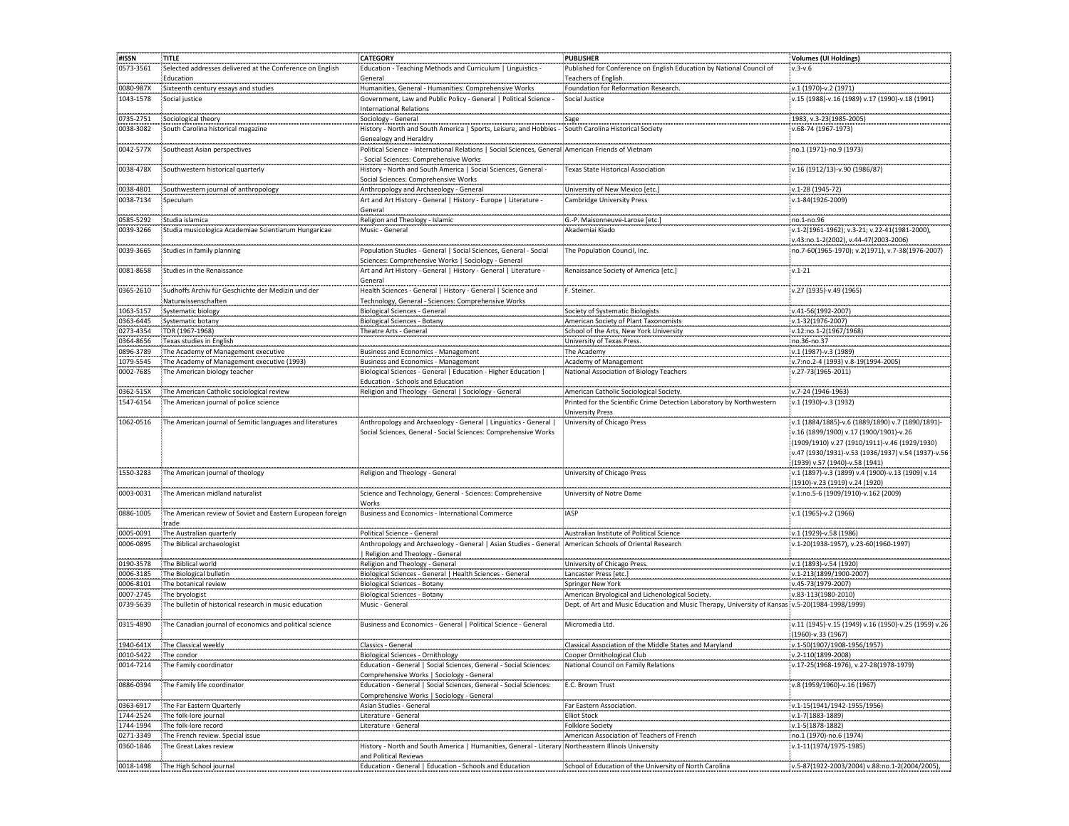| #ISSN | TITLE | CATEGORY | PUBLISHER | Volumes (UI Holdings) |
|---|---|---|---|---|
| 0573-3561 | Selected addresses delivered at the Conference on English Education | Education - Teaching Methods and Curriculum \| Linguistics - General | Published for Conference on English Education by National Council of Teachers of English. | v.3-v.6 |
| 0080-987X | Sixteenth century essays and studies | Humanities, General - Humanities: Comprehensive Works | Foundation for Reformation Research. | v.1 (1970)-v.2 (1971) |
| 1043-1578 | Social justice | Government, Law and Public Policy - General \| Political Science - International Relations | Social Justice | v.15 (1988)-v.16 (1989) v.17 (1990)-v.18 (1991) |
| 0735-2751 | Sociological theory | Sociology - General | Sage | 1983, v.3-23(1985-2005) |
| 0038-3082 | South Carolina historical magazine | History - North and South America \| Sports, Leisure, and Hobbies - Genealogy and Heraldry | South Carolina Historical Society | v.68-74 (1967-1973) |
| 0042-577X | Southeast Asian perspectives | Political Science - International Relations \| Social Sciences, General - Social Sciences: Comprehensive Works | American Friends of Vietnam | no.1 (1971)-no.9 (1973) |
| 0038-478X | Southwestern historical quarterly | History - North and South America \| Social Sciences, General - Social Sciences: Comprehensive Works | Texas State Historical Association | v.16 (1912/13)-v.90 (1986/87) |
| 0038-4801 | Southwestern journal of anthropology | Anthropology and Archaeology - General | University of New Mexico [etc.] | v.1-28 (1945-72) |
| 0038-7134 | Speculum | Art and Art History - General \| History - Europe \| Literature - General | Cambridge University Press | v.1-84(1926-2009) |
| 0585-5292 | Studia islamica | Religion and Theology - Islamic | G.-P. Maisonneuve-Larose [etc.] | no.1-no.96 |
| 0039-3266 | Studia musicologica Academiae Scientiarum Hungaricae | Music - General | Akademiai Kiado | v.1-2(1961-1962); v.3-21; v.22-41(1981-2000), v.43:no.1-2(2002), v.44-47(2003-2006) |
| 0039-3665 | Studies in family planning | Population Studies - General \| Social Sciences, General - Social Sciences: Comprehensive Works \| Sociology - General | The Population Council, Inc. | no.7-60(1965-1970); v.2(1971), v.7-38(1976-2007) |
| 0081-8658 | Studies in the Renaissance | Art and Art History - General \| History - General \| Literature - General | Renaissance Society of America [etc.] | v.1-21 |
| 0365-2610 | Sudhoffs Archiv für Geschichte der Medizin und der Naturwissenschaften | Health Sciences - General \| History - General \| Science and Technology, General - Sciences: Comprehensive Works | F. Steiner. | v.27 (1935)-v.49 (1965) |
| 1063-5157 | Systematic biology | Biological Sciences - General | Society of Systematic Biologists | v.41-56(1992-2007) |
| 0363-6445 | Systematic botany | Biological Sciences - Botany | American Society of Plant Taxonomists | v.1-32(1976-2007) |
| 0273-4354 | TDR (1967-1968) | Theatre Arts - General | School of the Arts, New York University | v.12:no.1-2(1967/1968) |
| 0364-8656 | Texas studies in English | | University of Texas Press. | no.36-no.37 |
| 0896-3789 | The Academy of Management executive | Business and Economics - Management | The Academy | v.1 (1987)-v.3 (1989) |
| 1079-5545 | The Academy of Management executive (1993) | Business and Economics - Management | Academy of Management | v.7:no.2-4 (1993) v.8-19(1994-2005) |
| 0002-7685 | The American biology teacher | Biological Sciences - General \| Education - Higher Education \| Education - Schools and Education | National Association of Biology Teachers | v.27-73(1965-2011) |
| 0362-515X | The American Catholic sociological review | Religion and Theology - General \| Sociology - General | American Catholic Sociological Society. | v.7-24 (1946-1963) |
| 1547-6154 | The American journal of police science | | Printed for the Scientific Crime Detection Laboratory by Northwestern University Press | v.1 (1930)-v.3 (1932) |
| 1062-0516 | The American journal of Semitic languages and literatures | Anthropology and Archaeology - General \| Linguistics - General \| Social Sciences, General - Social Sciences: Comprehensive Works | University of Chicago Press | v.1 (1884/1885)-v.6 (1889/1890) v.7 (1890/1891)-v.16 (1899/1900) v.17 (1900/1901)-v.26 (1909/1910) v.27 (1910/1911)-v.46 (1929/1930) v.47 (1930/1931)-v.53 (1936/1937) v.54 (1937)-v.56 (1939) v.57 (1940)-v.58 (1941) |
| 1550-3283 | The American journal of theology | Religion and Theology - General | University of Chicago Press | v.1 (1897)-v.3 (1899) v.4 (1900)-v.13 (1909) v.14 (1910)-v.23 (1919) v.24 (1920) |
| 0003-0031 | The American midland naturalist | Science and Technology, General - Sciences: Comprehensive Works | University of Notre Dame | v.1:no.5-6 (1909/1910)-v.162 (2009) |
| 0886-1005 | The American review of Soviet and Eastern European foreign trade | Business and Economics - International Commerce | IASP | v.1 (1965)-v.2 (1966) |
| 0005-0091 | The Australian quarterly | Political Science - General | Australian Institute of Political Science | v.1 (1929)-v.58 (1986) |
| 0006-0895 | The Biblical archaeologist | Anthropology and Archaeology - General \| Asian Studies - General \| Religion and Theology - General | American Schools of Oriental Research | v.1-20(1938-1957), v.23-60(1960-1997) |
| 0190-3578 | The Biblical world | Religion and Theology - General | University of Chicago Press. | v.1 (1893)-v.54 (1920) |
| 0006-3185 | The Biological bulletin | Biological Sciences - General \| Health Sciences - General | Lancaster Press [etc.] | v.1-213(1899/1900-2007) |
| 0006-8101 | The botanical review | Biological Sciences - Botany | Springer New York | v.45-73(1979-2007) |
| 0007-2745 | The bryologist | Biological Sciences - Botany | American Bryological and Lichenological Society. | v.83-113(1980-2010) |
| 0739-5639 | The bulletin of historical research in music education | Music - General | Dept. of Art and Music Education and Music Therapy, University of Kansas | v.5-20(1984-1998/1999) |
| 0315-4890 | The Canadian journal of economics and political science | Business and Economics - General \| Political Science - General | Micromedia Ltd. | v.11 (1945)-v.15 (1949) v.16 (1950)-v.25 (1959) v.26 (1960)-v.33 (1967) |
| 1940-641X | The Classical weekly | Classics - General | Classical Association of the Middle States and Maryland | v.1-50(1907/1908-1956/1957) |
| 0010-5422 | The condor | Biological Sciences - Ornithology | Cooper Ornithological Club | v.2-110(1899-2008) |
| 0014-7214 | The Family coordinator | Education - General \| Social Sciences, General - Social Sciences: Comprehensive Works \| Sociology - General | National Council on Family Relations | v.17-25(1968-1976), v.27-28(1978-1979) |
| 0886-0394 | The Family life coordinator | Education - General \| Social Sciences, General - Social Sciences: Comprehensive Works \| Sociology - General | E.C. Brown Trust | v.8 (1959/1960)-v.16 (1967) |
| 0363-6917 | The Far Eastern Quarterly | Asian Studies - General | Far Eastern Association. | v.1-15(1941/1942-1955/1956) |
| 1744-2524 | The folk-lore journal | Literature - General | Elliot Stock | v.1-7(1883-1889) |
| 1744-1994 | The folk-lore record | Literature - General | Folklore Society | v.1-5(1878-1882) |
| 0271-3349 | The French review. Special issue | | American Association of Teachers of French | no.1 (1970)-no.6 (1974) |
| 0360-1846 | The Great Lakes review | History - North and South America \| Humanities, General - Literary and Political Reviews | Northeastern Illinois University | v.1-11(1974/1975-1985) |
| 0018-1498 | The High School journal | Education - General \| Education - Schools and Education | School of Education of the University of North Carolina | v.5-87(1922-2003/2004) v.88:no.1-2(2004/2005), |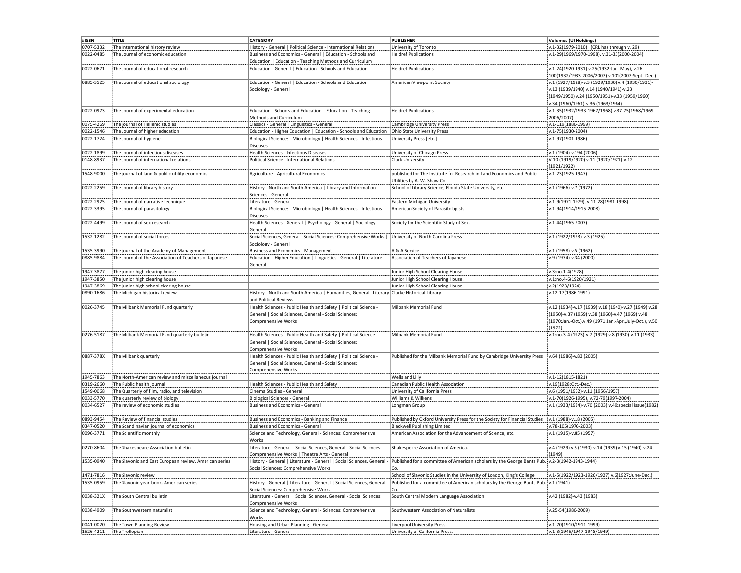| #ISSN | TITLE | CATEGORY | PUBLISHER | Volumes (UI Holdings) |
|---|---|---|---|---|
| 0707-5332 | The International history review | History - General \| Political Science - International Relations | University of Toronto | v.1-32(1979-2010) (CRL has through v. 29) |
| 0022-0485 | The Journal of economic education | Business and Economics - General \| Education - Schools and Education \| Education - Teaching Methods and Curriculum | Heldref Publications | v.1-29(1969/1970-1998), v.31-35(2000-2004) |
| 0022-0671 | The Journal of educational research | Education - General \| Education - Schools and Education | Heldref Publications | v.1-24(1920-1931) v.25(1932:Jan.-May), v.26-100(1932/1933-2006/2007) v.101(2007:Sept.-Dec.) |
| 0885-3525 | The Journal of educational sociology | Education - General \| Education - Schools and Education \| Sociology - General | American Viewpoint Society | v.1 (1927/1928)-v.3 (1929/1930) v.4 (1930/1931)-v.13 (1939/1940) v.14 (1940/1941)-v.23 (1949/1950) v.24 (1950/1951)-v.33 (1959/1960) v.34 (1960/1961)-v.36 (1963/1964) |
| 0022-0973 | The Journal of experimental education | Education - Schools and Education \| Education - Teaching Methods and Curriculum | Heldref Publications | v.1-35(1932/1933-1967/1968) v.37-75(1968/1969-2006/2007) |
| 0075-4269 | The journal of Hellenic studies | Classics - General \| Linguistics - General | Cambridge University Press | v.1-119(1880-1999) |
| 0022-1546 | The Journal of higher education | Education - Higher Education \| Education - Schools and Education | Ohio State University Press | v.1-75(1930-2004) |
| 0022-1724 | The Journal of hygiene | Biological Sciences - Microbiology \| Health Sciences - Infectious Diseases | University Press [etc.] | v.1-97(1901-1986) |
| 0022-1899 | The Journal of infectious diseases | Health Sciences - Infectious Diseases | University of Chicago Press | v.1 (1904)-v.194 (2006) |
| 0148-8937 | The Journal of international relations | Political Science - International Relations | Clark University | V.10 (1919/1920) v.11 (1920/1921)-v.12 (1921/1922) |
| 1548-9000 | The journal of land & public utility economics | Agriculture - Agricultural Economics | published for The Institute for Research in Land Economics and Public Utilities by A. W. Shaw Co. | v.1-23(1925-1947) |
| 0022-2259 | The Journal of library history | History - North and South America \| Library and Information Sciences - General | School of Library Science, Florida State University, etc. | v.1 (1966)-v.7 (1972) |
| 0022-2925 | The Journal of narrative technique | Literature - General | Eastern Michigan University | v.1-9(1971-1979), v.11-28(1981-1998) |
| 0022-3395 | The Journal of parasitology | Biological Sciences - Microbiology \| Health Sciences - Infectious Diseases | American Society of Parasitologists | v.1-94(1914/1915-2008) |
| 0022-4499 | The Journal of sex research | Health Sciences - General \| Psychology - General \| Sociology - General | Society for the Scientific Study of Sex. | v.1-44(1965-2007) |
| 1532-1282 | The Journal of social forces | Social Sciences, General - Social Sciences: Comprehensive Works \| Sociology - General | University of North Carolina Press | v.1 (1922/1923)-v.3 (1925) |
| 1535-3990 | The journal of the Academy of Management | Business and Economics - Management | A & A Service | v.1 (1958)-v.5 (1962) |
| 0885-9884 | The Journal of the Association of Teachers of Japanese | Education - Higher Education \| Linguistics - General \| Literature - General | Association of Teachers of Japanese | v.9 (1974)-v.34 (2000) |
| 1947-3877 | The junior high clearing house | | Junior High School Clearing House | v.3:no.1-4(1928) |
| 1947-3850 | The junior high clearing house | | Junior High School Clearing House. | v.1:no.4-6(1920/1921) |
| 1947-3869 | The junior high school clearing house | | Junior High School Clearing House | v.2(1923/1924) |
| 0890-1686 | The Michigan historical review | History - North and South America \| Humanities, General - Literary and Political Reviews | Clarke Historical Library | v.12-17(1986-1991) |
| 0026-3745 | The Milbank Memorial Fund quarterly | Health Sciences - Public Health and Safety \| Political Science - General \| Social Sciences, General - Social Sciences: Comprehensive Works | Milbank Memorial Fund | v.12 (1934)-v.17 (1939) v.18 (1940)-v.27 (1949) v.28 (1950)-v.37 (1959) v.38 (1960)-v.47 (1969) v.48 (1970:Jan.-Oct.),v.49 (1971:Jan.-Apr.,July-Oct.), v.50 (1972) |
| 0276-5187 | The Milbank Memorial Fund quarterly bulletin | Health Sciences - Public Health and Safety \| Political Science - General \| Social Sciences, General - Social Sciences: Comprehensive Works | Milbank Memorial Fund | v.1:no.3-4 (1923)-v.7 (1929) v.8 (1930)-v.11 (1933) |
| 0887-378X | The Milbank quarterly | Health Sciences - Public Health and Safety \| Political Science - General \| Social Sciences, General - Social Sciences: Comprehensive Works | Published for the Milbank Memorial Fund by Cambridge University Press | v.64 (1986)-v.83 (2005) |
| 1945-7863 | The North-American review and miscellaneous journal | | Wells and Lilly | v.1-12(1815-1821) |
| 0319-2660 | The Public health journal | Health Sciences - Public Health and Safety | Canadian Public Health Association | v.19(1928:Oct.-Dec.) |
| 1549-0068 | The Quarterly of film, radio, and television | Cinema Studies - General | University of California Press | v.6 (1951/1952)-v.11 (1956/1957) |
| 0033-5770 | The quarterly review of biology | Biological Sciences - General | Williams & Wilkens | v.1-70(1926-1995), v.72-79(1997-2004) |
| 0034-6527 | The review of economic studies | Business and Economics - General | Longman Group | v.1 (1933/1934)-v.70 (2003) v.49:special issue(1982) |
| 0893-9454 | The Review of financial studies | Business and Economics - Banking and Finance | Published by Oxford University Press for the Society for Financial Studies | v.1 (1988)-v.18 (2005) |
| 0347-0520 | The Scandinavian journal of economics | Business and Economics - General | Blackwell Publishing Limited | v.78-105(1976-2003) |
| 0096-3771 | The Scientific monthly | Science and Technology, General - Sciences: Comprehensive Works | American Association for the Advancement of Science, etc. | v.1 (1915)-v.85 (1957) |
| 0270-8604 | The Shakespeare Association bulletin | Literature - General \| Social Sciences, General - Social Sciences: Comprehensive Works \| Theatre Arts - General | Shakespeare Association of America. | v.4 (1929) v.5 (1930)-v.14 (1939) v.15 (1940)-v.24 (1949) |
| 1535-0940 | The Slavonic and East European review. American series | History - General \| Literature - General \| Social Sciences, General - Social Sciences: Comprehensive Works | Published for a committee of American scholars by the George Banta Pub. Co. | v.2-3(1942-1943-1944) |
| 1471-7816 | The Slavonic review | | School of Slavonic Studies in the University of London, King's College | v.1-5(1922/1923-1926/1927) v.6(1927:June-Dec.) |
| 1535-0959 | The Slavonic year-book. American series | History - General \| Literature - General \| Social Sciences, General - Social Sciences: Comprehensive Works | Published for a committee of American scholars by the George Banta Pub. Co. | v.1 (1941) |
| 0038-321X | The South Central bulletin | Literature - General \| Social Sciences, General - Social Sciences: Comprehensive Works | South Central Modern Language Association | v.42 (1982)-v.43 (1983) |
| 0038-4909 | The Southwestern naturalist | Science and Technology, General - Sciences: Comprehensive Works | Southwestern Association of Naturalists | v.25-54(1980-2009) |
| 0041-0020 | The Town Planning Review | Housing and Urban Planning - General | Liverpool University Press. | v.1-70(1910/1911-1999) |
| 1526-4211 | The Trollopian | Literature - General | University of California Press. | v.1-3(1945/1947-1948/1949) |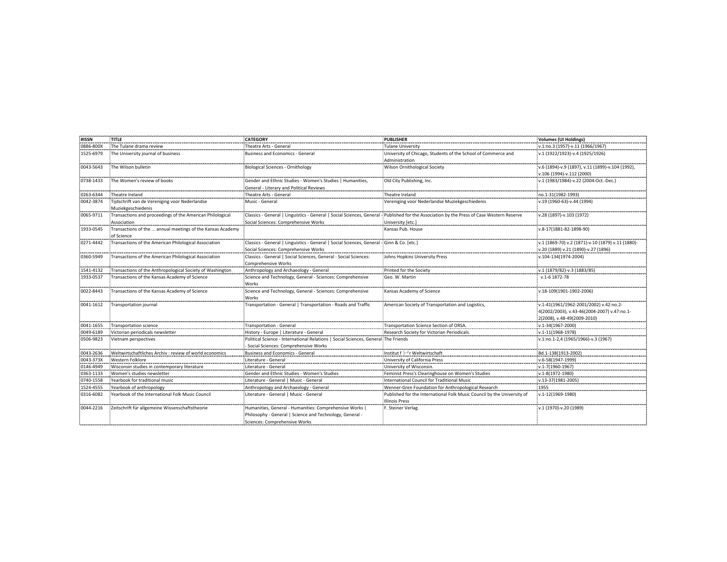| #ISSN | TITLE | CATEGORY | PUBLISHER | Volumes (UI Holdings) |
|---|---|---|---|---|
| 0886-800X | The Tulane drama review | Theatre Arts - General | Tulane University | v.1:no.3 (1957)-v.11 (1966/1967) |
| 1525-6979 | The University journal of business | Business and Economics - General | University of Chicago, Students of the School of Commerce and Administration | v.1 (1922/1923)-v.4 (1925/1926) |
| 0043-5643 | The Wilson bulletin | Biological Sciences - Ornithology | Wilson Ornithological Society | v.6 (1894)-v.9 (1897), v.11 (1899)-v.104 (1992), v.106 (1994)-v.112 (2000) |
| 0738-1433 | The Women's review of books | Gender and Ethnic Studies - Women's Studies \| Humanities, General - Literary and Political Reviews | Old City Publishing, Inc. | v.1 (1983/1984)-v.22 (2004:Oct.-Dec.) |
| 0263-6344 | Theatre Ireland | Theatre Arts - General | Theatre Ireland | no.1-31(1982-1993) |
| 0042-3874 | Tijdschrift van de Vereniging voor Nederlandse Muziekgeschiedenis | Music - General | Vereniging voor Nederlandse Muziekgeschiedenis | v.19 (1960-63)-v.44 (1994) |
| 0065-9711 | Transactions and proceedings of the American Philological Association | Classics - General \| Linguistics - General \| Social Sciences, General - Social Sciences: Comprehensive Works | Published for the Association by the Press of Case Western Reserve University [etc.] | v.28 (1897)-v.103 (1972) |
| 1933-0545 | Transactions of the ... annual meetings of the Kansas Academy of Science | | Kansas Pub. House | v.8-17(1881-82-1898-90) |
| 0271-4442 | Transactions of the American Philological Association | Classics - General \| Linguistics - General \| Social Sciences, General - Social Sciences: Comprehensive Works | Ginn & Co. [etc.] | v.1 (1869-70) v.2 (1871)-v.10 (1879) v.11 (1880)-v.20 (1889) v.21 (1890)-v.27 (1896) |
| 0360-5949 | Transactions of the American Philological Association | Classics - General \| Social Sciences, General - Social Sciences: Comprehensive Works | Johns Hopkins University Press | v.104-134(1974-2004) |
| 1541-4132 | Transactions of the Anthropological Society of Washington | Anthropology and Archaeology - General | Printed for the Society | v.1 (1879/82)-v.3 (1883/85) |
| 1933-0537 | Transactions of the Kansas Academy of Science | Science and Technology, General - Sciences: Comprehensive Works | Geo. W. Martin | v.1-6 1872-78 |
| 0022-8443 | Transactions of the Kansas Academy of Science | Science and Technology, General - Sciences: Comprehensive Works | Kansas Academy of Science | v.18-109(1901-1902-2006) |
| 0041-1612 | Transportation journal | Transportation - General \| Transportation - Roads and Traffic | American Society of Transportation and Logistics, | v.1-41(1961/1962-2001/2002) v.42:no.2-4(2002/2003), v.43-46(2004-2007) v.47:no.1-2(2008), v.48-49(2009-2010) |
| 0041-1655 | Transportation science | Transportation - General | Transportation Science Section of ORSA. | v.1-34(1967-2000) |
| 0049-6189 | Victorian periodicals newsletter | History - Europe \| Literature - General | Research Society for Victorian Periodicals. | v.1-11(1968-1978) |
| 0506-9823 | Vietnam perspectives | Political Science - International Relations \| Social Sciences, General - Social Sciences: Comprehensive Works | The Friends | v.1:no.1-2,4 (1965/1966)-v.3 (1967) |
| 0043-6636 | Weltwirtschaftliches Archiv : review of world economics | Business and Economics - General | Institut f ├┤r Weltwirtschaft | Bd.1-138(1913-2002) |
| 0043-373X | Western Folklore | Literature - General | University of California Press | v.6-58(1947-1999) |
| 0146-4949 | Wisconsin studies in contemporary literature | Literature - General | University of Wisconsin. | v.1-7(1960-1967) |
| 0363-1133 | Women's studies newsletter | Gender and Ethnic Studies - Women's Studies | Feminist Press's Clearinghouse on Women's Studies | v.1-8(1972-1980) |
| 0740-1558 | Yearbook for traditional music | Literature - General \| Music - General | International Council for Traditional Music | v.13-37(1981-2005) |
| 1524-4555 | Yearbook of anthropology | Anthropology and Archaeology - General | Wenner-Gren Foundation for Anthropological Research | 1955 |
| 0316-6082 | Yearbook of the International Folk Music Council | Literature - General \| Music - General | Published for the International Folk Music Council by the University of Illinois Press | v.1-12(1969-1980) |
| 0044-2216 | Zeitschrift für allgemeine Wissenschaftstheorie | Humanities, General - Humanities: Comprehensive Works \| Philosophy - General \| Science and Technology, General - Sciences: Comprehensive Works | F. Steiner Verlag. | v.1 (1970)-v.20 (1989) |